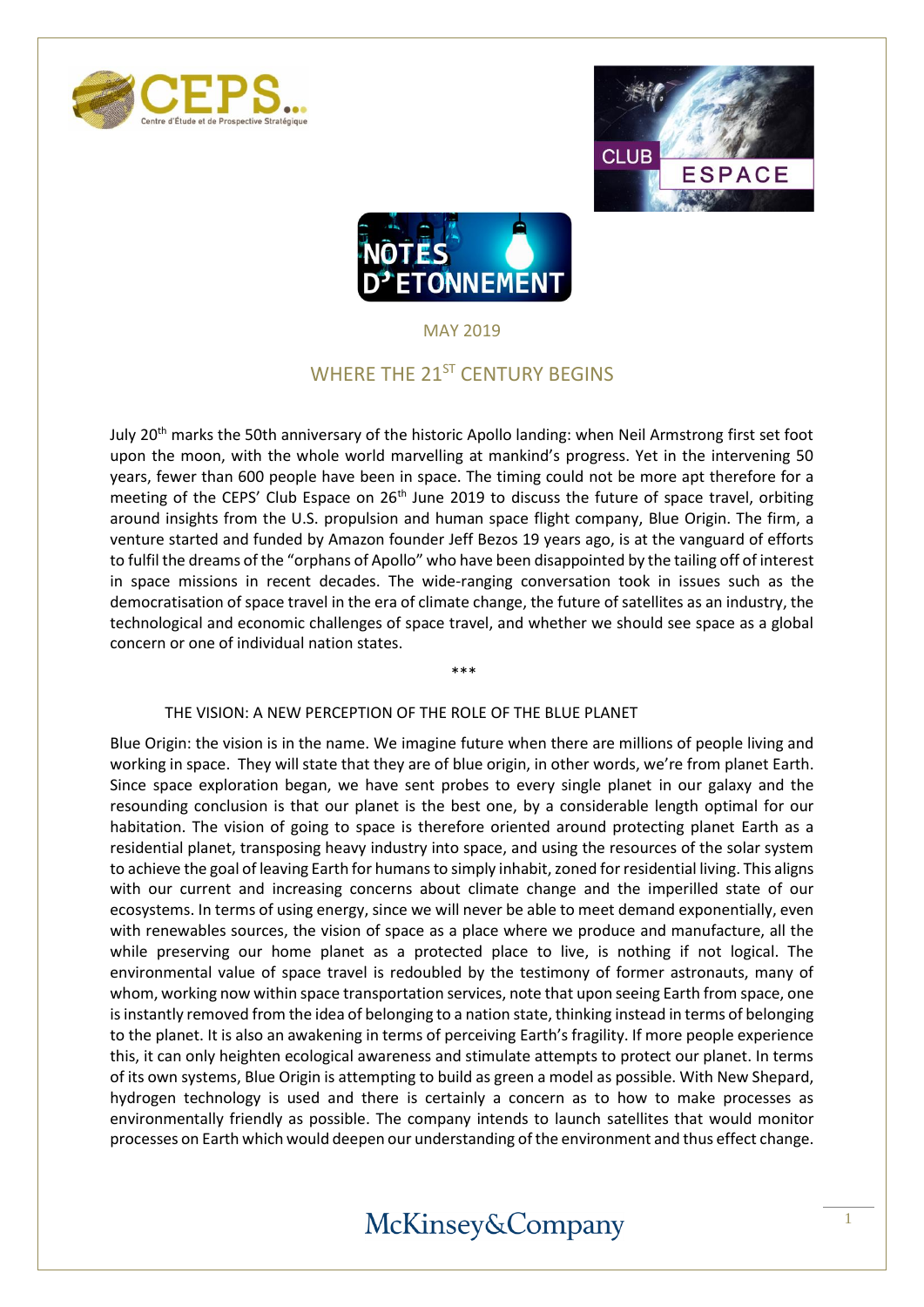NOTES D'ETONNEMENT

MAY 2019

# WHERE THE 21ST CENTURY BEGINS

July 20th marks the 50th anniversary of the historic Apollo landing: when Neil Armstrong first set foot upon the moon, with the whole world marvelling at mankind's progress. Yet in the intervening 50 years, fewer than 600 people have been in space. The timing could not be more apt therefore for a meeting of the CEPS' Club Espace on 26th June 2019 to discuss the future of space travel, orbiting around insights from the U.S. propulsion and human space flight company, Blue Origin. The firm, a venture started and funded by Amazon founder Jeff Bezos 19 years ago, is at the vanguard of efforts to fulfil the dreams of the "orphans of Apollo" who have been disappointed by the tailing off of interest in space missions in recent decades. The wide-ranging conversation took in issues such as the democratisation of space travel in the era of climate change, the future of satellites as an industry, the technological and economic challenges of space travel, and whether we should see space as a global concern or one of individual nation states.

\*\*\*

## THE VISION: A NEW PERCEPTION OF THE ROLE OF THE BLUE PLANET

Blue Origin: the vision is in the name. We imagine future when there are millions of people living and working in space. They will state that they are of blue origin, in other words, we're from planet Earth. Since space exploration began, we have sent probes to every single planet in our galaxy and the resounding conclusion is that our planet is the best one, by a considerable length optimal for our habitation. The vision of going to space is therefore oriented around protecting planet Earth as a residential planet, transposing heavy industry into space, and using the resources of the solar system to achieve the goal of leaving Earth for humans to simply inhabit, zoned for residential living. This aligns with our current and increasing concerns about climate change and the imperilled state of our ecosystems. In terms of using energy, since we will never be able to meet demand exponentially, even with renewables sources, the vision of space as a place where we produce and manufacture, all the while preserving our home planet as a protected place to live, is nothing if not logical. The environmental value of space travel is redoubled by the testimony of former astronauts, many of whom, working now within space transportation services, note that upon seeing Earth from space, one is instantly removed from the idea of belonging to a nation state, thinking instead in terms of belonging to the planet. It is also an awakening in terms of perceiving Earth's fragility. If more people experience this, it can only heighten ecological awareness and stimulate attempts to protect our planet. In terms of its own systems, Blue Origin is attempting to build as green a model as possible. With New Shepard, hydrogen technology is used and there is certainly a concern as to how to make processes as environmentally friendly as possible. The company intends to launch satellites that would monitor processes on Earth which would deepen our understanding of the environment and thus effect change.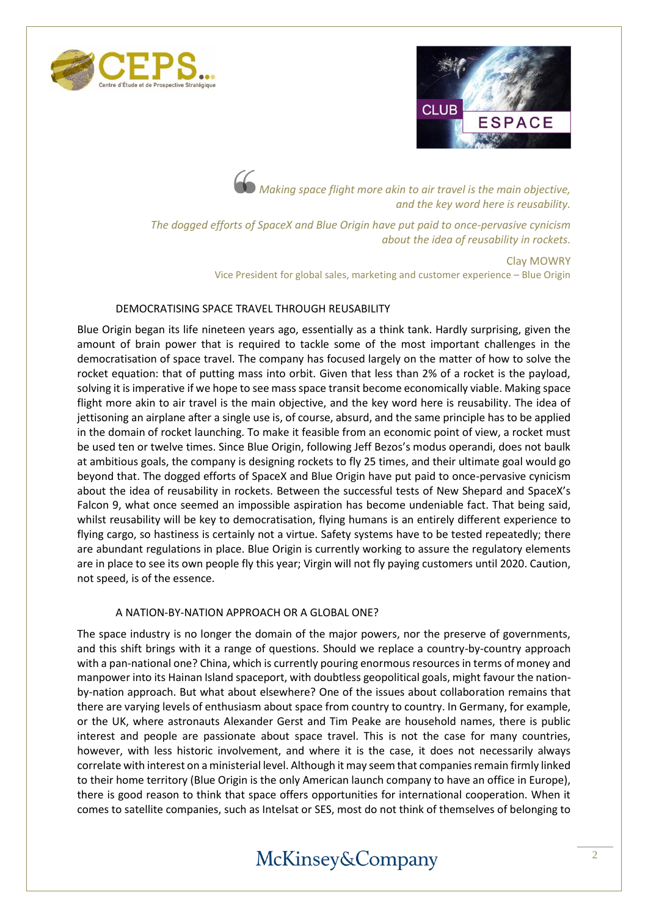> *Making space flight more akin to air travel is the main objective, and the key word here is reusability.*
>
> *The dogged efforts of SpaceX and Blue Origin have put paid to once-pervasive cynicism about the idea of reusability in rockets.*
>
> Clay MOWRY
> Vice President for global sales, marketing and customer experience – Blue Origin

## DEMOCRATISING SPACE TRAVEL THROUGH REUSABILITY

Blue Origin began its life nineteen years ago, essentially as a think tank. Hardly surprising, given the amount of brain power that is required to tackle some of the most important challenges in the democratisation of space travel. The company has focused largely on the matter of how to solve the rocket equation: that of putting mass into orbit. Given that less than 2% of a rocket is the payload, solving it is imperative if we hope to see mass space transit become economically viable. Making space flight more akin to air travel is the main objective, and the key word here is reusability. The idea of jettisoning an airplane after a single use is, of course, absurd, and the same principle has to be applied in the domain of rocket launching. To make it feasible from an economic point of view, a rocket must be used ten or twelve times. Since Blue Origin, following Jeff Bezos's modus operandi, does not baulk at ambitious goals, the company is designing rockets to fly 25 times, and their ultimate goal would go beyond that. The dogged efforts of SpaceX and Blue Origin have put paid to once-pervasive cynicism about the idea of reusability in rockets. Between the successful tests of New Shepard and SpaceX's Falcon 9, what once seemed an impossible aspiration has become undeniable fact. That being said, whilst reusability will be key to democratisation, flying humans is an entirely different experience to flying cargo, so hastiness is certainly not a virtue. Safety systems have to be tested repeatedly; there are abundant regulations in place. Blue Origin is currently working to assure the regulatory elements are in place to see its own people fly this year; Virgin will not fly paying customers until 2020. Caution, not speed, is of the essence.

## A NATION-BY-NATION APPROACH OR A GLOBAL ONE?

The space industry is no longer the domain of the major powers, nor the preserve of governments, and this shift brings with it a range of questions. Should we replace a country-by-country approach with a pan-national one? China, which is currently pouring enormous resources in terms of money and manpower into its Hainan Island spaceport, with doubtless geopolitical goals, might favour the nation-by-nation approach. But what about elsewhere? One of the issues about collaboration remains that there are varying levels of enthusiasm about space from country to country. In Germany, for example, or the UK, where astronauts Alexander Gerst and Tim Peake are household names, there is public interest and people are passionate about space travel. This is not the case for many countries, however, with less historic involvement, and where it is the case, it does not necessarily always correlate with interest on a ministerial level. Although it may seem that companies remain firmly linked to their home territory (Blue Origin is the only American launch company to have an office in Europe), there is good reason to think that space offers opportunities for international cooperation. When it comes to satellite companies, such as Intelsat or SES, most do not think of themselves of belonging to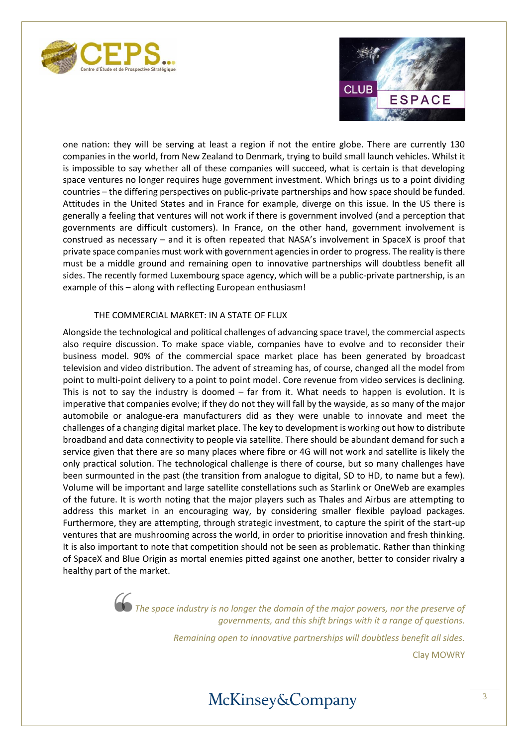one nation: they will be serving at least a region if not the entire globe. There are currently 130 companies in the world, from New Zealand to Denmark, trying to build small launch vehicles. Whilst it is impossible to say whether all of these companies will succeed, what is certain is that developing space ventures no longer requires huge government investment. Which brings us to a point dividing countries – the differing perspectives on public-private partnerships and how space should be funded. Attitudes in the United States and in France for example, diverge on this issue. In the US there is generally a feeling that ventures will not work if there is government involved (and a perception that governments are difficult customers). In France, on the other hand, government involvement is construed as necessary – and it is often repeated that NASA's involvement in SpaceX is proof that private space companies must work with government agencies in order to progress. The reality is there must be a middle ground and remaining open to innovative partnerships will doubtless benefit all sides. The recently formed Luxembourg space agency, which will be a public-private partnership, is an example of this – along with reflecting European enthusiasm!

## THE COMMERCIAL MARKET: IN A STATE OF FLUX

Alongside the technological and political challenges of advancing space travel, the commercial aspects also require discussion. To make space viable, companies have to evolve and to reconsider their business model. 90% of the commercial space market place has been generated by broadcast television and video distribution. The advent of streaming has, of course, changed all the model from point to multi-point delivery to a point to point model. Core revenue from video services is declining. This is not to say the industry is doomed – far from it. What needs to happen is evolution. It is imperative that companies evolve; if they do not they will fall by the wayside, as so many of the major automobile or analogue-era manufacturers did as they were unable to innovate and meet the challenges of a changing digital market place. The key to development is working out how to distribute broadband and data connectivity to people via satellite. There should be abundant demand for such a service given that there are so many places where fibre or 4G will not work and satellite is likely the only practical solution. The technological challenge is there of course, but so many challenges have been surmounted in the past (the transition from analogue to digital, SD to HD, to name but a few). Volume will be important and large satellite constellations such as Starlink or OneWeb are examples of the future. It is worth noting that the major players such as Thales and Airbus are attempting to address this market in an encouraging way, by considering smaller flexible payload packages. Furthermore, they are attempting, through strategic investment, to capture the spirit of the start-up ventures that are mushrooming across the world, in order to prioritise innovation and fresh thinking. It is also important to note that competition should not be seen as problematic. Rather than thinking of SpaceX and Blue Origin as mortal enemies pitted against one another, better to consider rivalry a healthy part of the market.

> *The space industry is no longer the domain of the major powers, nor the preserve of governments, and this shift brings with it a range of questions.*
>
> *Remaining open to innovative partnerships will doubtless benefit all sides.*
>
> Clay MOWRY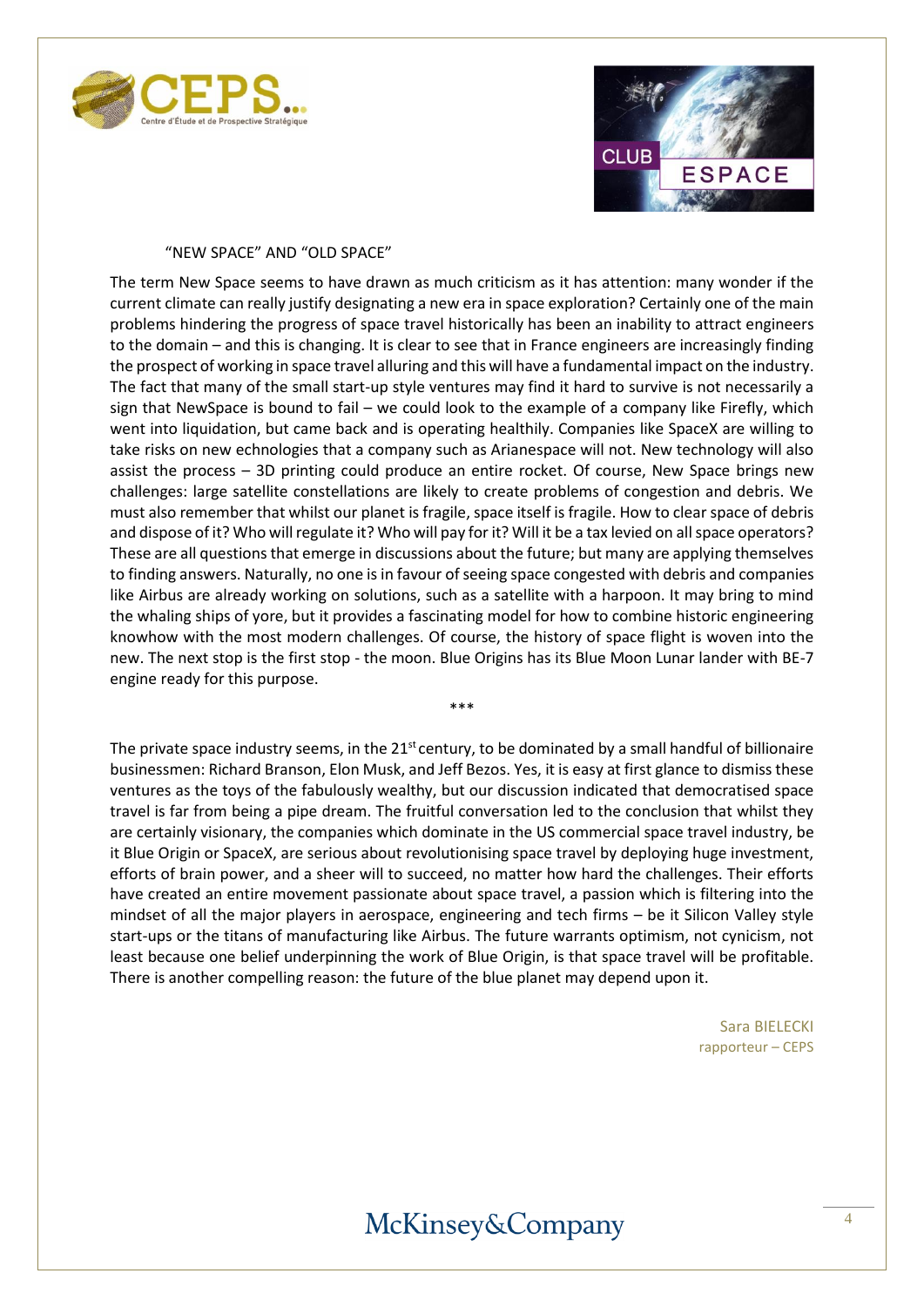"NEW SPACE" AND "OLD SPACE"

The term New Space seems to have drawn as much criticism as it has attention: many wonder if the current climate can really justify designating a new era in space exploration? Certainly one of the main problems hindering the progress of space travel historically has been an inability to attract engineers to the domain – and this is changing. It is clear to see that in France engineers are increasingly finding the prospect of working in space travel alluring and this will have a fundamental impact on the industry. The fact that many of the small start-up style ventures may find it hard to survive is not necessarily a sign that NewSpace is bound to fail – we could look to the example of a company like Firefly, which went into liquidation, but came back and is operating healthily. Companies like SpaceX are willing to take risks on new echnologies that a company such as Arianespace will not. New technology will also assist the process – 3D printing could produce an entire rocket. Of course, New Space brings new challenges: large satellite constellations are likely to create problems of congestion and debris. We must also remember that whilst our planet is fragile, space itself is fragile. How to clear space of debris and dispose of it? Who will regulate it? Who will pay for it? Will it be a tax levied on all space operators? These are all questions that emerge in discussions about the future; but many are applying themselves to finding answers. Naturally, no one is in favour of seeing space congested with debris and companies like Airbus are already working on solutions, such as a satellite with a harpoon. It may bring to mind the whaling ships of yore, but it provides a fascinating model for how to combine historic engineering knowhow with the most modern challenges. Of course, the history of space flight is woven into the new. The next stop is the first stop - the moon. Blue Origins has its Blue Moon Lunar lander with BE-7 engine ready for this purpose.

***

The private space industry seems, in the 21st century, to be dominated by a small handful of billionaire businessmen: Richard Branson, Elon Musk, and Jeff Bezos. Yes, it is easy at first glance to dismiss these ventures as the toys of the fabulously wealthy, but our discussion indicated that democratised space travel is far from being a pipe dream. The fruitful conversation led to the conclusion that whilst they are certainly visionary, the companies which dominate in the US commercial space travel industry, be it Blue Origin or SpaceX, are serious about revolutionising space travel by deploying huge investment, efforts of brain power, and a sheer will to succeed, no matter how hard the challenges. Their efforts have created an entire movement passionate about space travel, a passion which is filtering into the mindset of all the major players in aerospace, engineering and tech firms – be it Silicon Valley style start-ups or the titans of manufacturing like Airbus. The future warrants optimism, not cynicism, not least because one belief underpinning the work of Blue Origin, is that space travel will be profitable. There is another compelling reason: the future of the blue planet may depend upon it.

Sara BIELECKI
rapporteur – CEPS